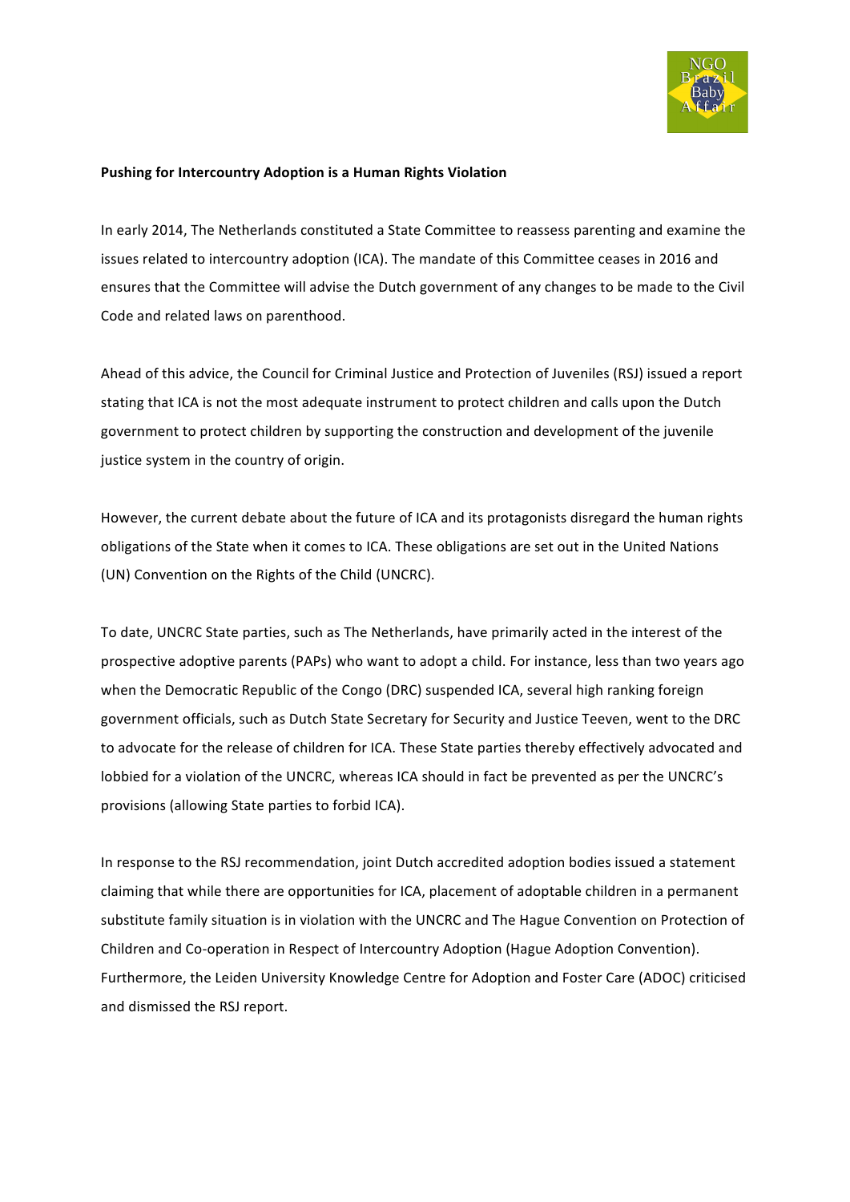**Pushing for Intercountry Adoption is a Human Rights Violation**

In early 2014, The Netherlands constituted a State Committee to reassess parenting and examine the issues related to intercountry adoption (ICA). The mandate of this Committee ceases in 2016 and ensures that the Committee will advise the Dutch government of any changes to be made to the Civil Code and related laws on parenthood.

Ahead of this advice, the Council for Criminal Justice and Protection of Juveniles (RSJ) issued a report stating that ICA is not the most adequate instrument to protect children and calls upon the Dutch government to protect children by supporting the construction and development of the juvenile justice system in the country of origin.

However, the current debate about the future of ICA and its protagonists disregard the human rights obligations of the State when it comes to ICA. These obligations are set out in the United Nations (UN) Convention on the Rights of the Child (UNCRC).

To date, UNCRC State parties, such as The Netherlands, have primarily acted in the interest of the prospective adoptive parents (PAPs) who want to adopt a child. For instance, less than two years ago when the Democratic Republic of the Congo (DRC) suspended ICA, several high ranking foreign government officials, such as Dutch State Secretary for Security and Justice Teeven, went to the DRC to advocate for the release of children for ICA. These State parties thereby effectively advocated and lobbied for a violation of the UNCRC, whereas ICA should in fact be prevented as per the UNCRC's provisions (allowing State parties to forbid ICA).

In response to the RSJ recommendation, joint Dutch accredited adoption bodies issued a statement claiming that while there are opportunities for ICA, placement of adoptable children in a permanent substitute family situation is in violation with the UNCRC and The Hague Convention on Protection of Children and Co-operation in Respect of Intercountry Adoption (Hague Adoption Convention). Furthermore, the Leiden University Knowledge Centre for Adoption and Foster Care (ADOC) criticised and dismissed the RSJ report.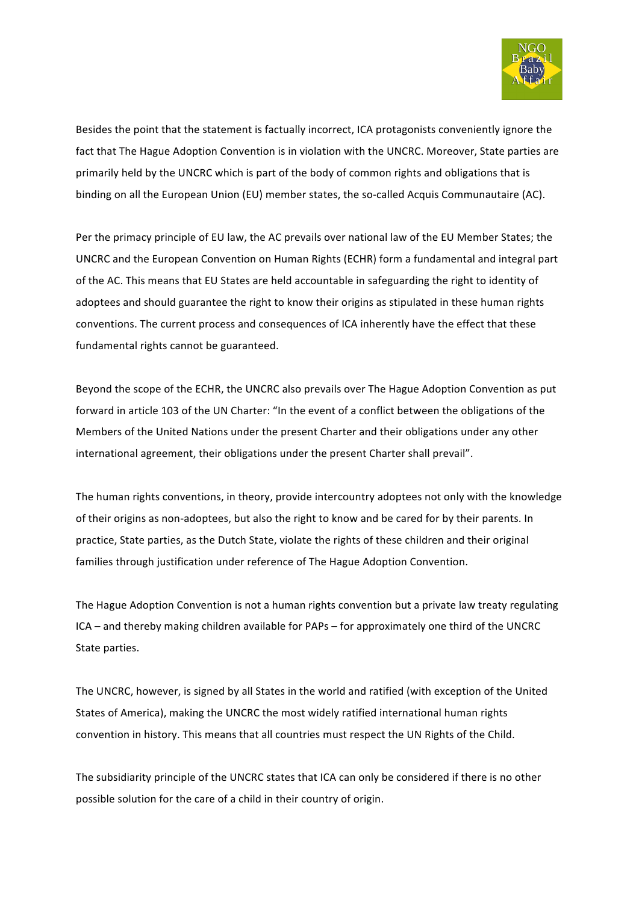Besides the point that the statement is factually incorrect, ICA protagonists conveniently ignore the fact that The Hague Adoption Convention is in violation with the UNCRC. Moreover, State parties are primarily held by the UNCRC which is part of the body of common rights and obligations that is binding on all the European Union (EU) member states, the so-called Acquis Communautaire (AC).

Per the primacy principle of EU law, the AC prevails over national law of the EU Member States; the UNCRC and the European Convention on Human Rights (ECHR) form a fundamental and integral part of the AC. This means that EU States are held accountable in safeguarding the right to identity of adoptees and should guarantee the right to know their origins as stipulated in these human rights conventions. The current process and consequences of ICA inherently have the effect that these fundamental rights cannot be guaranteed.

Beyond the scope of the ECHR, the UNCRC also prevails over The Hague Adoption Convention as put forward in article 103 of the UN Charter: "In the event of a conflict between the obligations of the Members of the United Nations under the present Charter and their obligations under any other international agreement, their obligations under the present Charter shall prevail".

The human rights conventions, in theory, provide intercountry adoptees not only with the knowledge of their origins as non-adoptees, but also the right to know and be cared for by their parents. In practice, State parties, as the Dutch State, violate the rights of these children and their original families through justification under reference of The Hague Adoption Convention.

The Hague Adoption Convention is not a human rights convention but a private law treaty regulating ICA – and thereby making children available for PAPs – for approximately one third of the UNCRC State parties.

The UNCRC, however, is signed by all States in the world and ratified (with exception of the United States of America), making the UNCRC the most widely ratified international human rights convention in history. This means that all countries must respect the UN Rights of the Child.

The subsidiarity principle of the UNCRC states that ICA can only be considered if there is no other possible solution for the care of a child in their country of origin.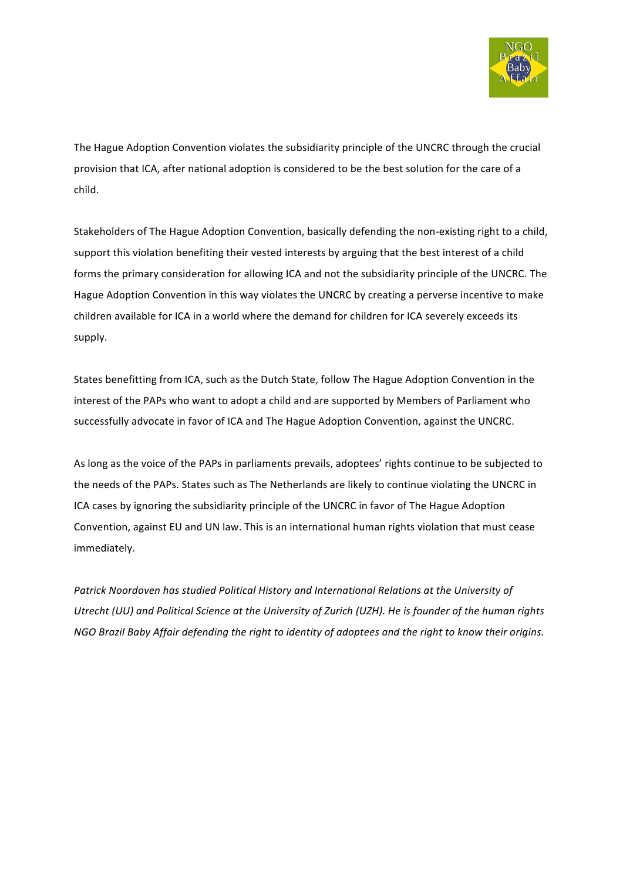The Hague Adoption Convention violates the subsidiarity principle of the UNCRC through the crucial provision that ICA, after national adoption is considered to be the best solution for the care of a child.

Stakeholders of The Hague Adoption Convention, basically defending the non-existing right to a child, support this violation benefiting their vested interests by arguing that the best interest of a child forms the primary consideration for allowing ICA and not the subsidiarity principle of the UNCRC. The Hague Adoption Convention in this way violates the UNCRC by creating a perverse incentive to make children available for ICA in a world where the demand for children for ICA severely exceeds its supply.

States benefitting from ICA, such as the Dutch State, follow The Hague Adoption Convention in the interest of the PAPs who want to adopt a child and are supported by Members of Parliament who successfully advocate in favor of ICA and The Hague Adoption Convention, against the UNCRC.

As long as the voice of the PAPs in parliaments prevails, adoptees' rights continue to be subjected to the needs of the PAPs. States such as The Netherlands are likely to continue violating the UNCRC in ICA cases by ignoring the subsidiarity principle of the UNCRC in favor of The Hague Adoption Convention, against EU and UN law. This is an international human rights violation that must cease immediately.

*Patrick Noordoven has studied Political History and International Relations at the University of Utrecht (UU) and Political Science at the University of Zurich (UZH). He is founder of the human rights NGO Brazil Baby Affair defending the right to identity of adoptees and the right to know their origins.*